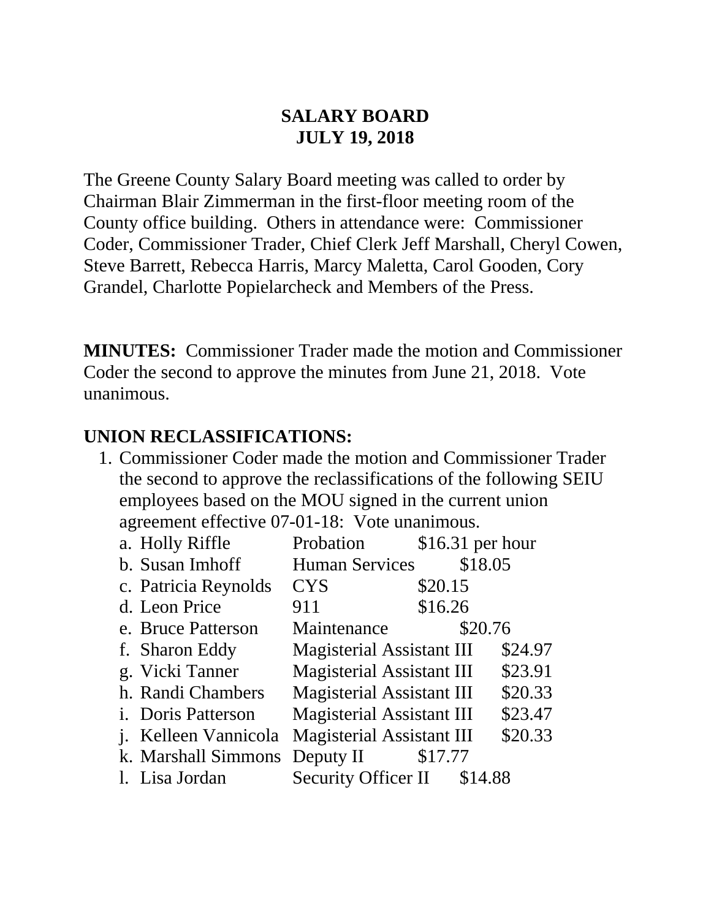# SALARY BOARD
# JULY 19, 2018

The Greene County Salary Board meeting was called to order by Chairman Blair Zimmerman in the first-floor meeting room of the County office building. Others in attendance were: Commissioner Coder, Commissioner Trader, Chief Clerk Jeff Marshall, Cheryl Cowen, Steve Barrett, Rebecca Harris, Marcy Maletta, Carol Gooden, Cory Grandel, Charlotte Popielarcheck and Members of the Press.

**MINUTES:** Commissioner Trader made the motion and Commissioner Coder the second to approve the minutes from June 21, 2018. Vote unanimous.

**UNION RECLASSIFICATIONS:**

1. Commissioner Coder made the motion and Commissioner Trader the second to approve the reclassifications of the following SEIU employees based on the MOU signed in the current union agreement effective 07-01-18: Vote unanimous.
   a. Holly Riffle — Probation — $16.31 per hour
   b. Susan Imhoff — Human Services — $18.05
   c. Patricia Reynolds — CYS — $20.15
   d. Leon Price — 911 — $16.26
   e. Bruce Patterson — Maintenance — $20.76
   f. Sharon Eddy — Magisterial Assistant III — $24.97
   g. Vicki Tanner — Magisterial Assistant III — $23.91
   h. Randi Chambers — Magisterial Assistant III — $20.33
   i. Doris Patterson — Magisterial Assistant III — $23.47
   j. Kelleen Vannicola — Magisterial Assistant III — $20.33
   k. Marshall Simmons — Deputy II — $17.77
   l. Lisa Jordan — Security Officer II — $14.88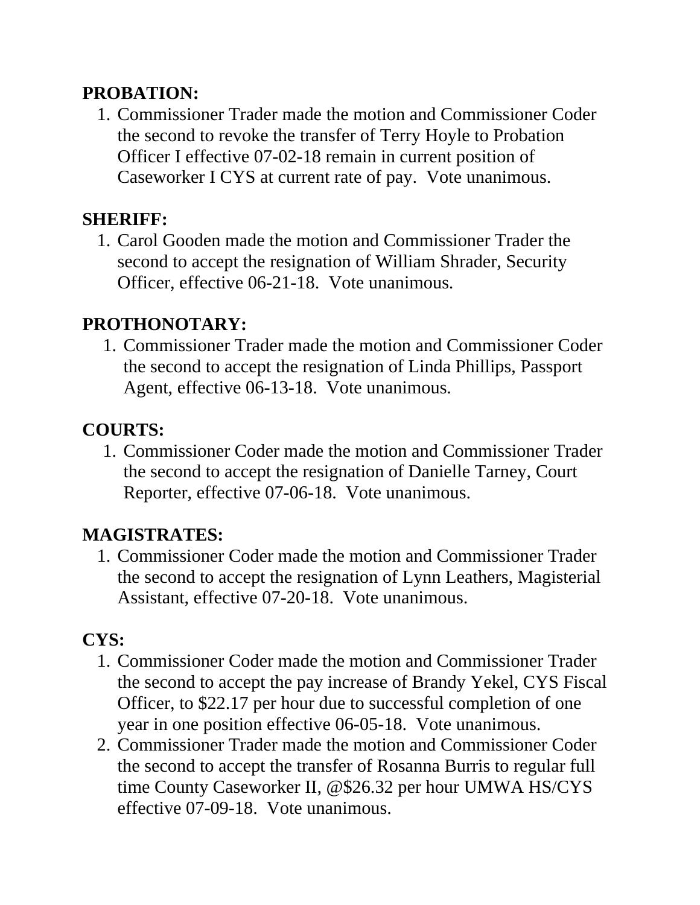**PROBATION:**

1. Commissioner Trader made the motion and Commissioner Coder the second to revoke the transfer of Terry Hoyle to Probation Officer I effective 07-02-18 remain in current position of Caseworker I CYS at current rate of pay. Vote unanimous.

**SHERIFF:**

1. Carol Gooden made the motion and Commissioner Trader the second to accept the resignation of William Shrader, Security Officer, effective 06-21-18. Vote unanimous.

**PROTHONOTARY:**

1. Commissioner Trader made the motion and Commissioner Coder the second to accept the resignation of Linda Phillips, Passport Agent, effective 06-13-18. Vote unanimous.

**COURTS:**

1. Commissioner Coder made the motion and Commissioner Trader the second to accept the resignation of Danielle Tarney, Court Reporter, effective 07-06-18. Vote unanimous.

**MAGISTRATES:**

1. Commissioner Coder made the motion and Commissioner Trader the second to accept the resignation of Lynn Leathers, Magisterial Assistant, effective 07-20-18. Vote unanimous.

**CYS:**

1. Commissioner Coder made the motion and Commissioner Trader the second to accept the pay increase of Brandy Yekel, CYS Fiscal Officer, to $22.17 per hour due to successful completion of one year in one position effective 06-05-18. Vote unanimous.
2. Commissioner Trader made the motion and Commissioner Coder the second to accept the transfer of Rosanna Burris to regular full time County Caseworker II, @$26.32 per hour UMWA HS/CYS effective 07-09-18. Vote unanimous.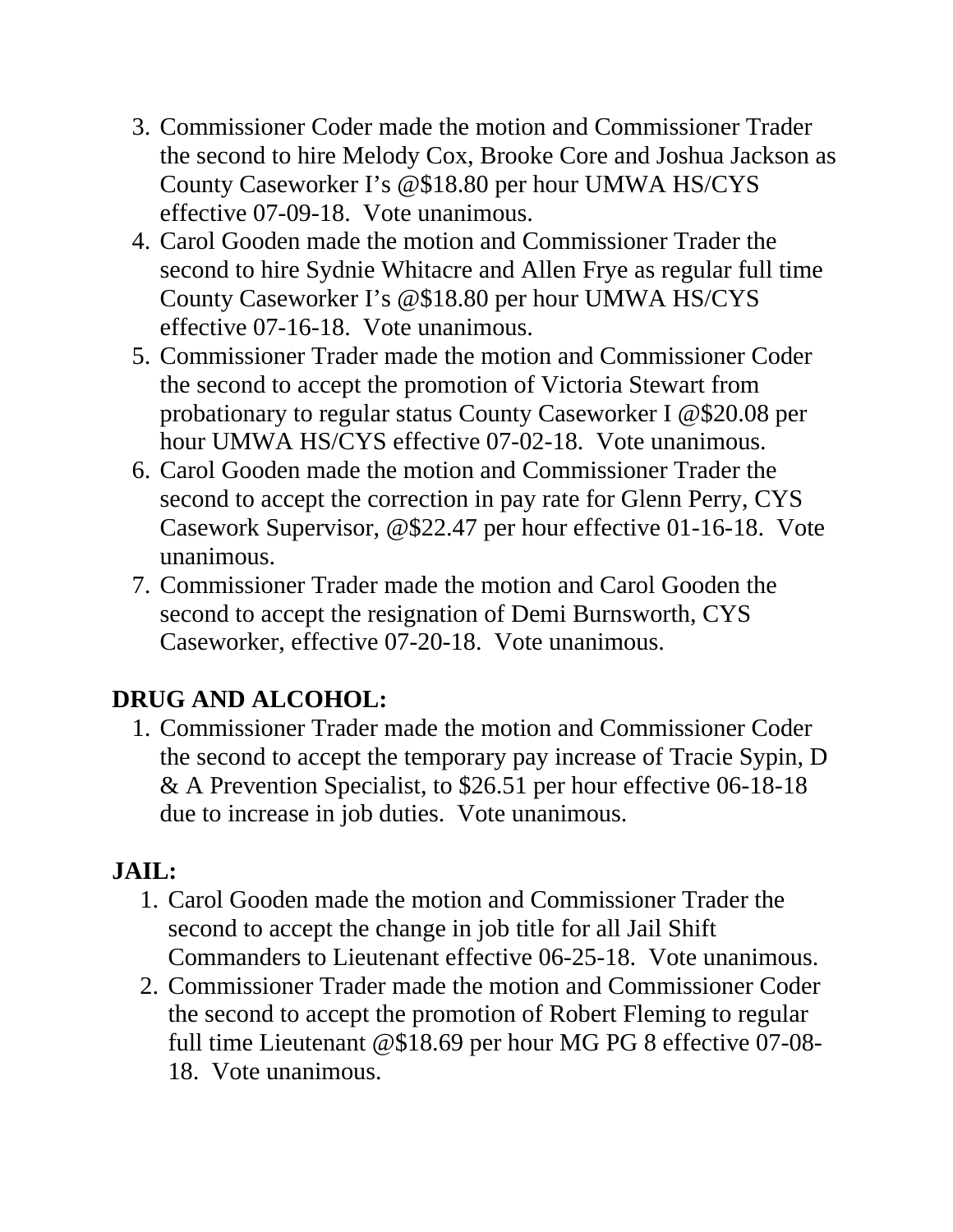3. Commissioner Coder made the motion and Commissioner Trader the second to hire Melody Cox, Brooke Core and Joshua Jackson as County Caseworker I's @$18.80 per hour UMWA HS/CYS effective 07-09-18. Vote unanimous.
4. Carol Gooden made the motion and Commissioner Trader the second to hire Sydnie Whitacre and Allen Frye as regular full time County Caseworker I's @$18.80 per hour UMWA HS/CYS effective 07-16-18. Vote unanimous.
5. Commissioner Trader made the motion and Commissioner Coder the second to accept the promotion of Victoria Stewart from probationary to regular status County Caseworker I @$20.08 per hour UMWA HS/CYS effective 07-02-18. Vote unanimous.
6. Carol Gooden made the motion and Commissioner Trader the second to accept the correction in pay rate for Glenn Perry, CYS Casework Supervisor, @$22.47 per hour effective 01-16-18. Vote unanimous.
7. Commissioner Trader made the motion and Carol Gooden the second to accept the resignation of Demi Burnsworth, CYS Caseworker, effective 07-20-18. Vote unanimous.

**DRUG AND ALCOHOL:**

1. Commissioner Trader made the motion and Commissioner Coder the second to accept the temporary pay increase of Tracie Sypin, D & A Prevention Specialist, to $26.51 per hour effective 06-18-18 due to increase in job duties. Vote unanimous.

**JAIL:**

1. Carol Gooden made the motion and Commissioner Trader the second to accept the change in job title for all Jail Shift Commanders to Lieutenant effective 06-25-18. Vote unanimous.
2. Commissioner Trader made the motion and Commissioner Coder the second to accept the promotion of Robert Fleming to regular full time Lieutenant @$18.69 per hour MG PG 8 effective 07-08-18. Vote unanimous.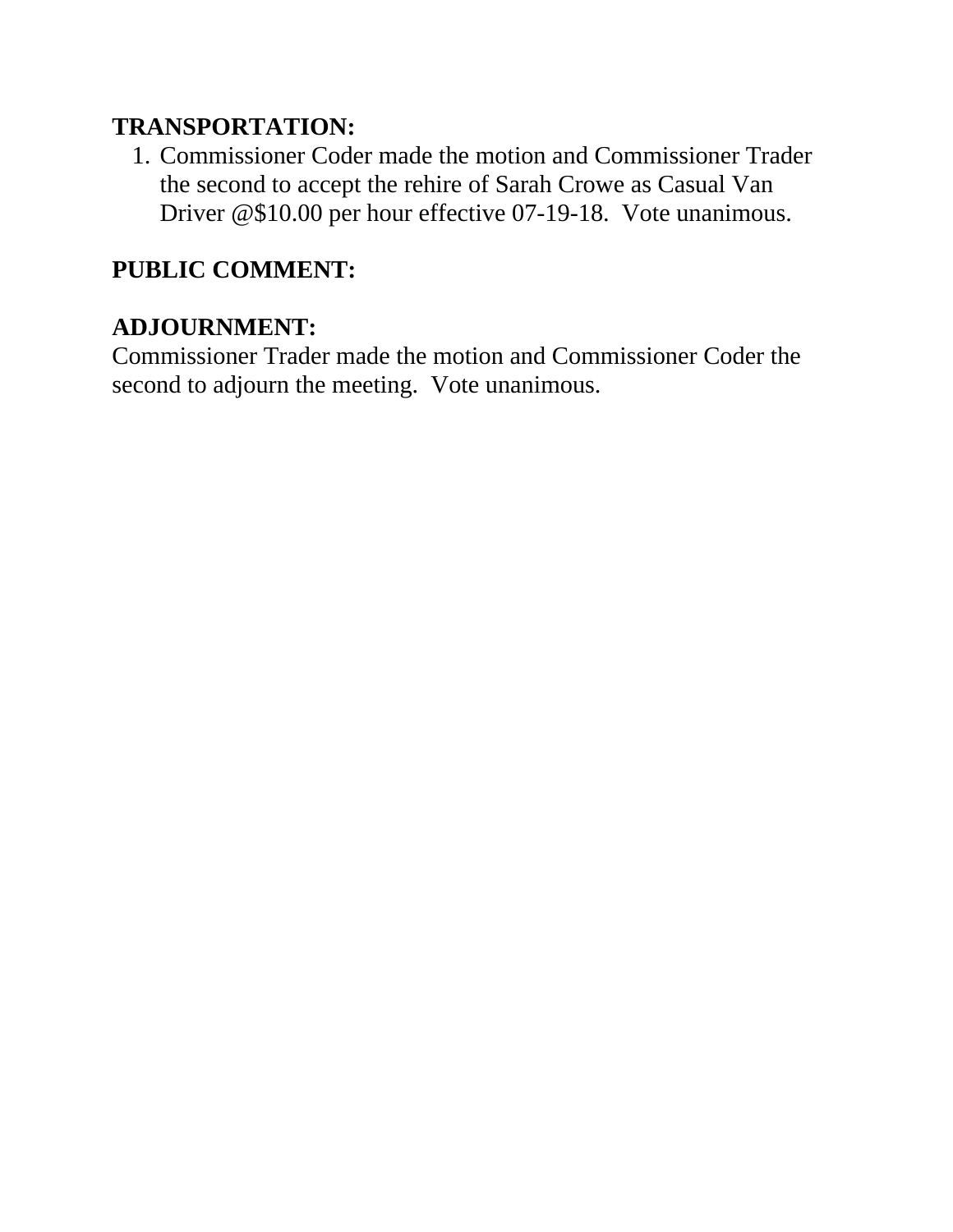**TRANSPORTATION:**

1. Commissioner Coder made the motion and Commissioner Trader the second to accept the rehire of Sarah Crowe as Casual Van Driver @$10.00 per hour effective 07-19-18. Vote unanimous.

**PUBLIC COMMENT:**

**ADJOURNMENT:**

Commissioner Trader made the motion and Commissioner Coder the second to adjourn the meeting. Vote unanimous.